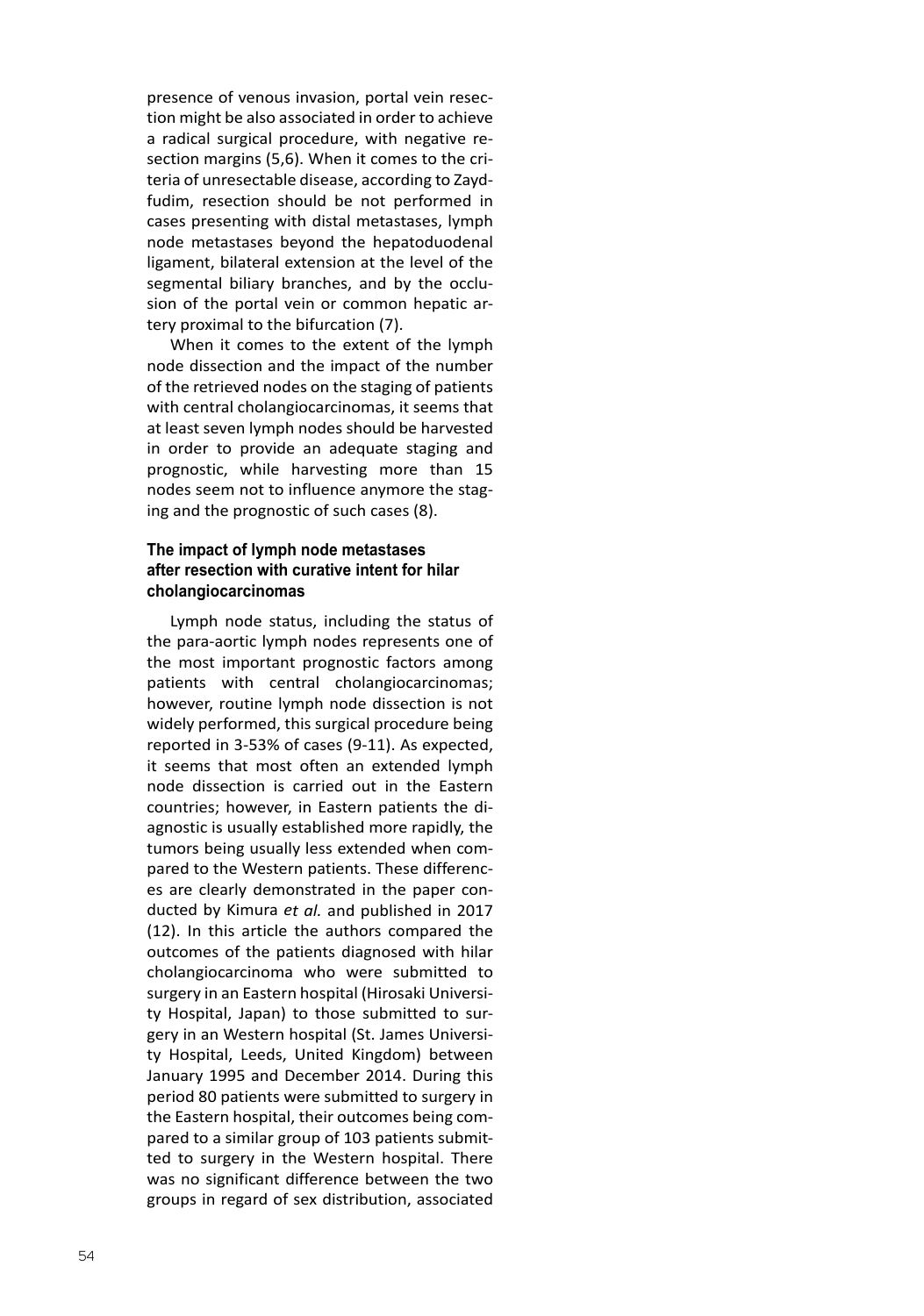presence of venous invasion, portal vein resection might be also associated in order to achieve a radical surgical procedure, with negative resection margins (5,6). When it comes to the criteria of unresectable disease, according to Zaydfudim, resection should be not performed in cases presenting with distal metastases, lymph node metastases beyond the hepatoduodenal ligament, bilateral extension at the level of the segmental biliary branches, and by the occlusion of the portal vein or common hepatic artery proximal to the bifurcation (7).

When it comes to the extent of the lymph node dissection and the impact of the number of the retrieved nodes on the staging of patients with central cholangiocarcinomas, it seems that at least seven lymph nodes should be harvested in order to provide an adequate staging and prognostic, while harvesting more than 15 nodes seem not to influence anymore the staging and the prognostic of such cases (8).

### The impact of lymph node metastases after resection with curative intent for hilar cholangiocarcinomas

Lymph node status, including the status of the para-aortic lymph nodes represents one of the most important prognostic factors among patients with central cholangiocarcinomas; however, routine lymph node dissection is not widely performed, this surgical procedure being reported in 3-53% of cases (9-11). As expected, it seems that most often an extended lymph node dissection is carried out in the Eastern countries; however, in Eastern patients the diagnostic is usually established more rapidly, the tumors being usually less extended when compared to the Western patients. These differences are clearly demonstrated in the paper conducted by Kimura *et al.* and published in 2017 (12). In this article the authors compared the outcomes of the patients diagnosed with hilar cholangiocarcinoma who were submitted to surgery in an Eastern hospital (Hirosaki University Hospital, Japan) to those submitted to surgery in an Western hospital (St. James University Hospital, Leeds, United Kingdom) between January 1995 and December 2014. During this period 80 patients were submitted to surgery in the Eastern hospital, their outcomes being compared to a similar group of 103 patients submitted to surgery in the Western hospital. There was no significant difference between the two groups in regard of sex distribution, associated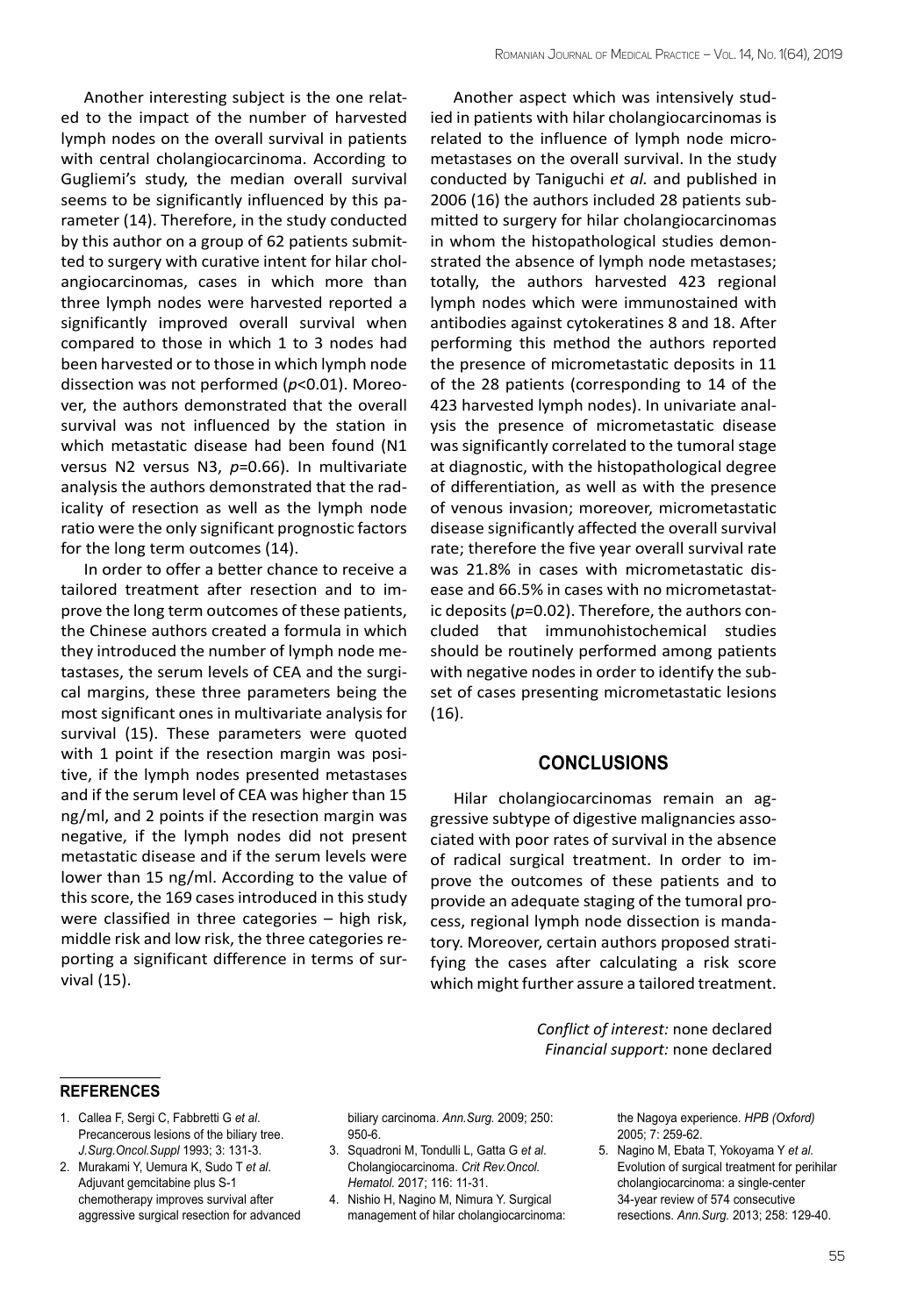Another interesting subject is the one related to the impact of the number of harvested lymph nodes on the overall survival in patients with central cholangiocarcinoma. According to Gugliemi's study, the median overall survival seems to be significantly influenced by this parameter (14). Therefore, in the study conducted by this author on a group of 62 patients submitted to surgery with curative intent for hilar cholangiocarcinomas, cases in which more than three lymph nodes were harvested reported a significantly improved overall survival when compared to those in which 1 to 3 nodes had been harvested or to those in which lymph node dissection was not performed ($p$<0.01). Moreover, the authors demonstrated that the overall survival was not influenced by the station in which metastatic disease had been found (N1 versus N2 versus N3, $p$=0.66). In multivariate analysis the authors demonstrated that the radicality of resection as well as the lymph node ratio were the only significant prognostic factors for the long term outcomes (14).

In order to offer a better chance to receive a tailored treatment after resection and to improve the long term outcomes of these patients, the Chinese authors created a formula in which they introduced the number of lymph node metastases, the serum levels of CEA and the surgical margins, these three parameters being the most significant ones in multivariate analysis for survival (15). These parameters were quoted with 1 point if the resection margin was positive, if the lymph nodes presented metastases and if the serum level of CEA was higher than 15 ng/ml, and 2 points if the resection margin was negative, if the lymph nodes did not present metastatic disease and if the serum levels were lower than 15 ng/ml. According to the value of this score, the 169 cases introduced in this study were classified in three categories – high risk, middle risk and low risk, the three categories reporting a significant difference in terms of survival (15).

Another aspect which was intensively studied in patients with hilar cholangiocarcinomas is related to the influence of lymph node micrometastases on the overall survival. In the study conducted by Taniguchi *et al.* and published in 2006 (16) the authors included 28 patients submitted to surgery for hilar cholangiocarcinomas in whom the histopathological studies demonstrated the absence of lymph node metastases; totally, the authors harvested 423 regional lymph nodes which were immunostained with antibodies against cytokeratines 8 and 18. After performing this method the authors reported the presence of micrometastatic deposits in 11 of the 28 patients (corresponding to 14 of the 423 harvested lymph nodes). In univariate analysis the presence of micrometastatic disease was significantly correlated to the tumoral stage at diagnostic, with the histopathological degree of differentiation, as well as with the presence of venous invasion; moreover, micrometastatic disease significantly affected the overall survival rate; therefore the five year overall survival rate was 21.8% in cases with micrometastatic disease and 66.5% in cases with no micrometastatic deposits ($p$=0.02). Therefore, the authors concluded that immunohistochemical studies should be routinely performed among patients with negative nodes in order to identify the subset of cases presenting micrometastatic lesions (16).

## CONCLUSIONS

Hilar cholangiocarcinomas remain an aggressive subtype of digestive malignancies associated with poor rates of survival in the absence of radical surgical treatment. In order to improve the outcomes of these patients and to provide an adequate staging of the tumoral process, regional lymph node dissection is mandatory. Moreover, certain authors proposed stratifying the cases after calculating a risk score which might further assure a tailored treatment.

*Conflict of interest:* none declared
*Financial support:* none declared

### REFERENCES

1. Callea F, Sergi C, Fabbretti G *et al.* Precancerous lesions of the biliary tree. *J.Surg.Oncol.Suppl* 1993; 3: 131-3.
2. Murakami Y, Uemura K, Sudo T *et al.* Adjuvant gemcitabine plus S-1 chemotherapy improves survival after aggressive surgical resection for advanced biliary carcinoma. *Ann.Surg.* 2009; 250: 950-6.
3. Squadroni M, Tondulli L, Gatta G *et al.* Cholangiocarcinoma. *Crit Rev.Oncol. Hematol.* 2017; 116: 11-31.
4. Nishio H, Nagino M, Nimura Y. Surgical management of hilar cholangiocarcinoma: the Nagoya experience. *HPB (Oxford)* 2005; 7: 259-62.
5. Nagino M, Ebata T, Yokoyama Y *et al.* Evolution of surgical treatment for perihilar cholangiocarcinoma: a single-center 34-year review of 574 consecutive resections. *Ann.Surg.* 2013; 258: 129-40.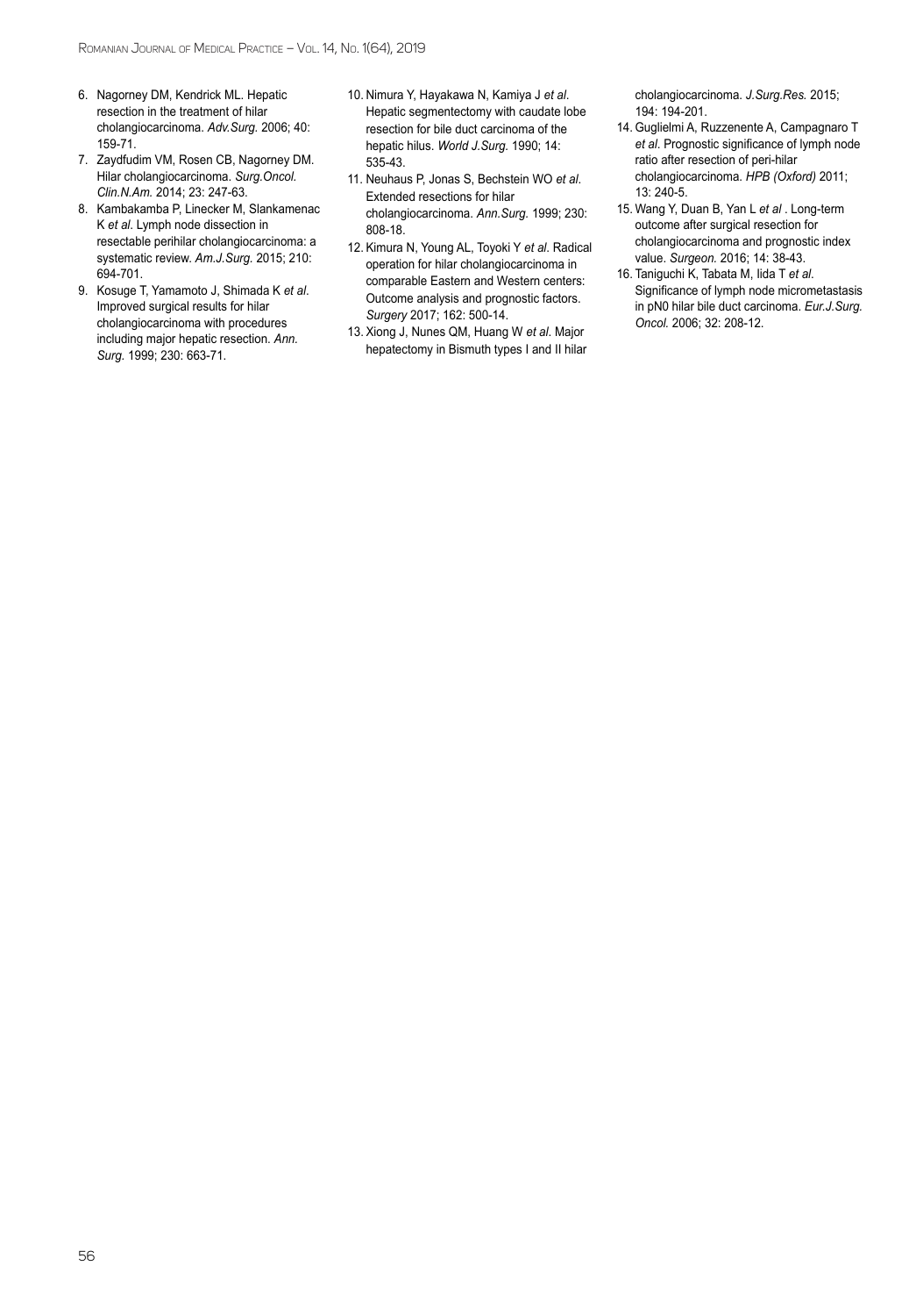6. Nagorney DM, Kendrick ML. Hepatic resection in the treatment of hilar cholangiocarcinoma. *Adv.Surg.* 2006; 40: 159-71.
7. Zaydfudim VM, Rosen CB, Nagorney DM. Hilar cholangiocarcinoma. *Surg.Oncol. Clin.N.Am.* 2014; 23: 247-63.
8. Kambakamba P, Linecker M, Slankamenac K *et al*. Lymph node dissection in resectable perihilar cholangiocarcinoma: a systematic review. *Am.J.Surg.* 2015; 210: 694-701.
9. Kosuge T, Yamamoto J, Shimada K *et al*. Improved surgical results for hilar cholangiocarcinoma with procedures including major hepatic resection. *Ann. Surg.* 1999; 230: 663-71.
10. Nimura Y, Hayakawa N, Kamiya J *et al*. Hepatic segmentectomy with caudate lobe resection for bile duct carcinoma of the hepatic hilus. *World J.Surg.* 1990; 14: 535-43.
11. Neuhaus P, Jonas S, Bechstein WO *et al*. Extended resections for hilar cholangiocarcinoma. *Ann.Surg.* 1999; 230: 808-18.
12. Kimura N, Young AL, Toyoki Y *et al*. Radical operation for hilar cholangiocarcinoma in comparable Eastern and Western centers: Outcome analysis and prognostic factors. *Surgery* 2017; 162: 500-14.
13. Xiong J, Nunes QM, Huang W *et al*. Major hepatectomy in Bismuth types I and II hilar cholangiocarcinoma. *J.Surg.Res.* 2015; 194: 194-201.
14. Guglielmi A, Ruzzenente A, Campagnaro T *et al*. Prognostic significance of lymph node ratio after resection of peri-hilar cholangiocarcinoma. *HPB (Oxford)* 2011; 13: 240-5.
15. Wang Y, Duan B, Yan L *et al* . Long-term outcome after surgical resection for cholangiocarcinoma and prognostic index value. *Surgeon.* 2016; 14: 38-43.
16. Taniguchi K, Tabata M, Iida T *et al*. Significance of lymph node micrometastasis in pN0 hilar bile duct carcinoma. *Eur.J.Surg. Oncol.* 2006; 32: 208-12.